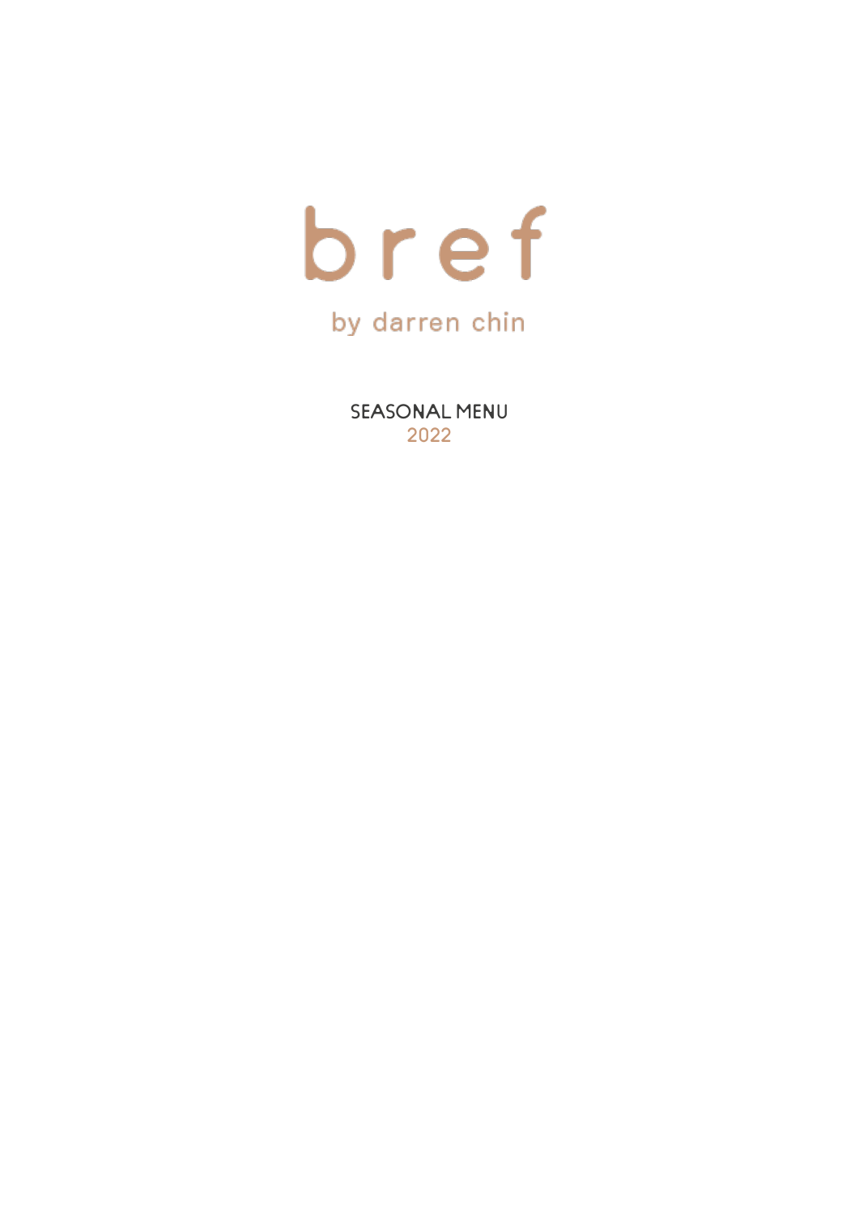# bref

by darren chin

SEASONAL MENU

2022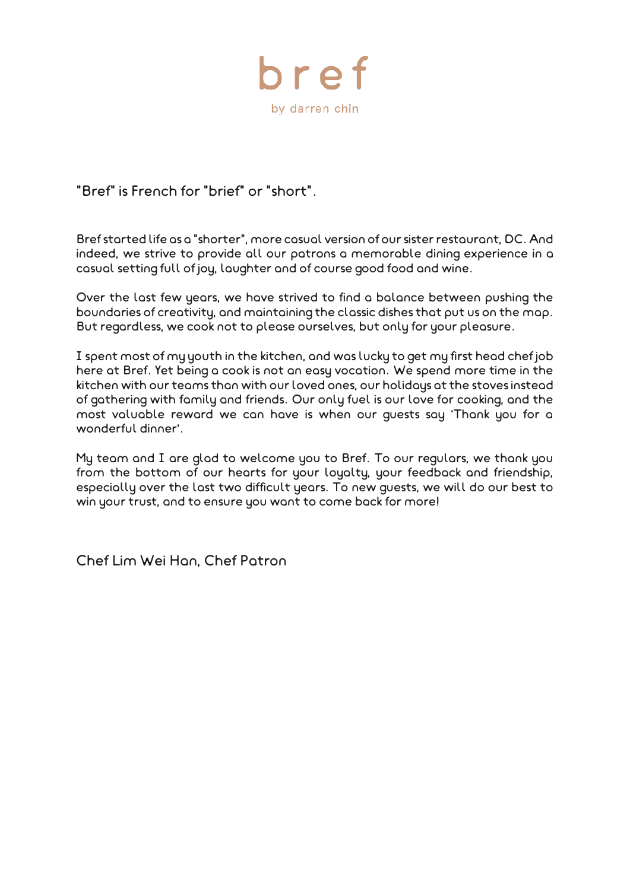# bref

by darren chin

"Bref" is French for "brief" or "short".

Bref started life as a "shorter", more casual version of our sister restaurant, DC. And indeed, we strive to provide all our patrons a memorable dining experience in a casual setting full of joy, laughter and of course good food and wine.

Over the last few years, we have strived to find a balance between pushing the boundaries of creativity, and maintaining the classic dishes that put us on the map. But regardless, we cook not to please ourselves, but only for your pleasure.

I spent most of my youth in the kitchen, and was lucky to get my first head chef job here at Bref. Yet being a cook is not an easy vocation. We spend more time in the kitchen with our teams than with our loved ones, our holidays at the stoves instead of gathering with family and friends. Our only fuel is our love for cooking, and the most valuable reward we can have is when our guests say 'Thank you for a wonderful dinner'.

My team and I are glad to welcome you to Bref. To our regulars, we thank you from the bottom of our hearts for your loyalty, your feedback and friendship, especially over the last two difficult years. To new guests, we will do our best to win your trust, and to ensure you want to come back for more!

Chef Lim Wei Han, Chef Patron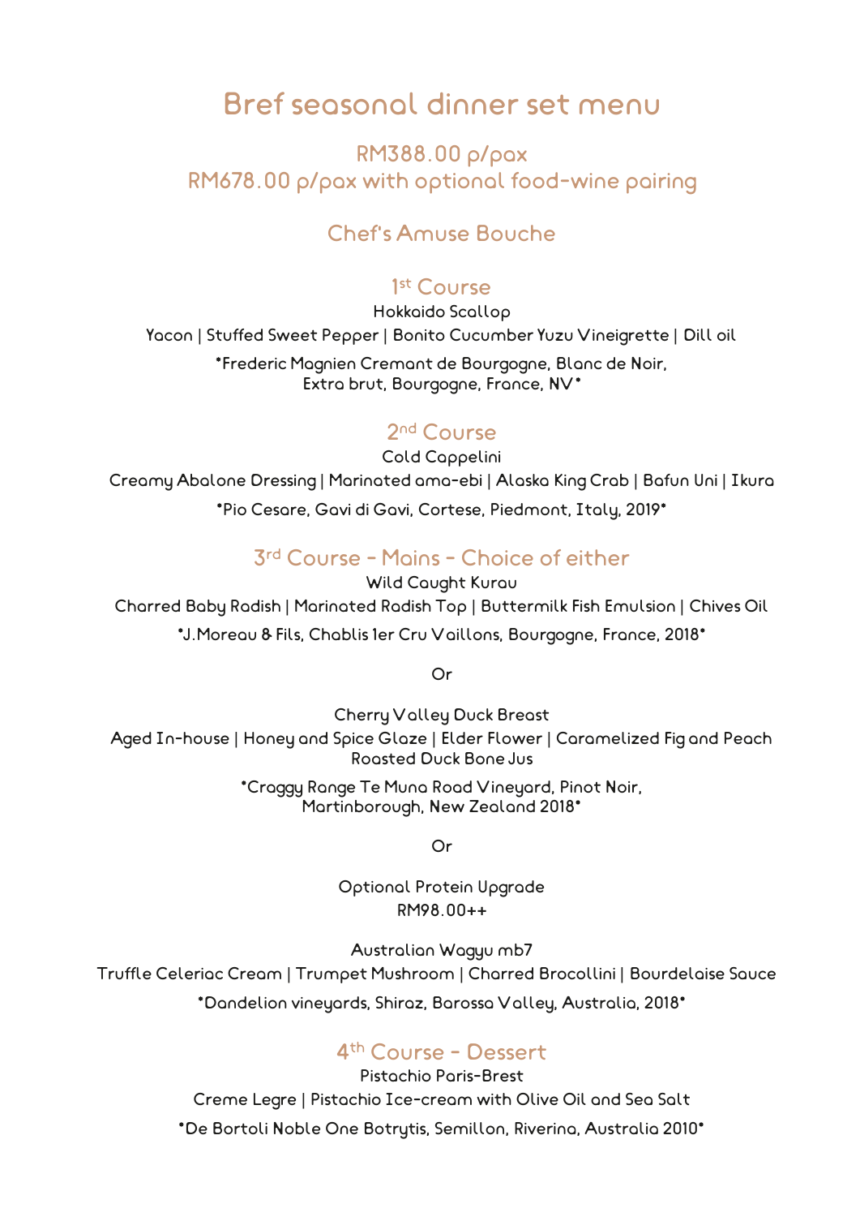# Bref seasonal dinner set menu

## RM388.00 p/pax
## RM678.00 p/pax with optional food-wine pairing

## Chef's Amuse Bouche

## 1st Course

Hokkaido Scallop

Yacon | Stuffed Sweet Pepper | Bonito Cucumber Yuzu Vineigrette | Dill oil

*Frederic Magnien Cremant de Bourgogne, Blanc de Noir, Extra brut, Bourgogne, France, NV*

## 2nd Course

Cold Cappelini

Creamy Abalone Dressing | Marinated ama-ebi | Alaska King Crab | Bafun Uni | Ikura

*Pio Cesare, Gavi di Gavi, Cortese, Piedmont, Italy, 2019*

## 3rd Course - Mains - Choice of either

Wild Caught Kurau

Charred Baby Radish | Marinated Radish Top | Buttermilk Fish Emulsion | Chives Oil

*J.Moreau & Fils, Chablis 1er Cru Vaillons, Bourgogne, France, 2018*

Or

Cherry Valley Duck Breast

Aged In-house | Honey and Spice Glaze | Elder Flower | Caramelized Fig and Peach Roasted Duck Bone Jus

*Craggy Range Te Muna Road Vineyard, Pinot Noir, Martinborough, New Zealand 2018*

Or

Optional Protein Upgrade

RM98.00++

Australian Wagyu mb7

Truffle Celeriac Cream | Trumpet Mushroom | Charred Brocollini | Bourdelaise Sauce

*Dandelion vineyards, Shiraz, Barossa Valley, Australia, 2018*

## 4th Course - Dessert

Pistachio Paris-Brest

Creme Legre | Pistachio Ice-cream with Olive Oil and Sea Salt

*De Bortoli Noble One Botrytis, Semillon, Riverina, Australia 2010*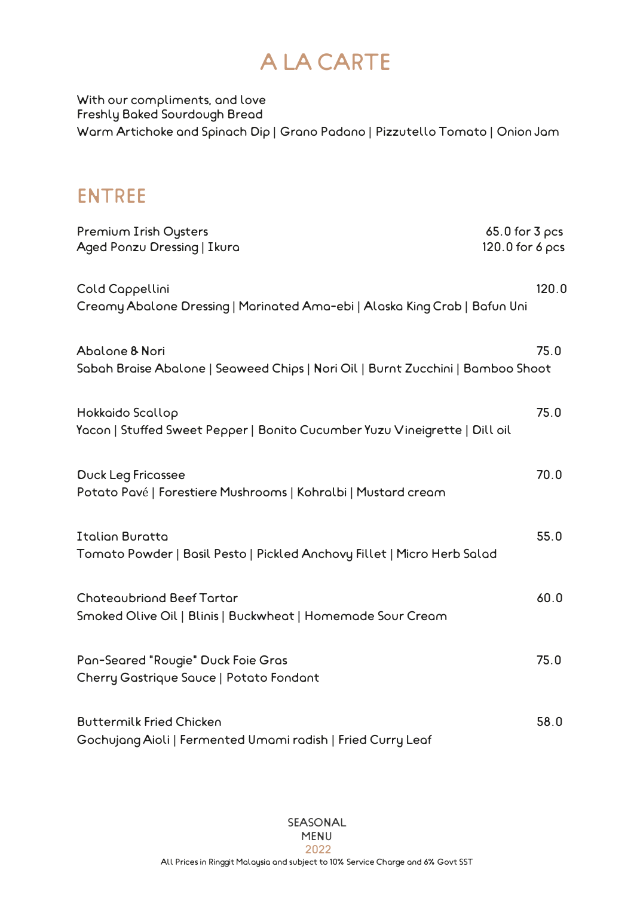# A LA CARTE

With our compliments, and love
Freshly Baked Sourdough Bread
Warm Artichoke and Spinach Dip | Grano Padano | Pizzutello Tomato | Onion Jam

## ENTREE

Premium Irish Oysters — 65.0 for 3 pcs / 120.0 for 6 pcs
Aged Ponzu Dressing | Ikura

Cold Cappellini — 120.0
Creamy Abalone Dressing | Marinated Ama-ebi | Alaska King Crab | Bafun Uni

Abalone & Nori — 75.0
Sabah Braise Abalone | Seaweed Chips | Nori Oil | Burnt Zucchini | Bamboo Shoot

Hokkaido Scallop — 75.0
Yacon | Stuffed Sweet Pepper | Bonito Cucumber Yuzu Vineigrette | Dill oil

Duck Leg Fricassee — 70.0
Potato Pavé | Forestiere Mushrooms | Kohralbi | Mustard cream

Italian Buratta — 55.0
Tomato Powder | Basil Pesto | Pickled Anchovy Fillet | Micro Herb Salad

Chateaubriand Beef Tartar — 60.0
Smoked Olive Oil | Blinis | Buckwheat | Homemade Sour Cream

Pan-Seared "Rougie" Duck Foie Gras — 75.0
Cherry Gastrique Sauce | Potato Fondant

Buttermilk Fried Chicken — 58.0
Gochujang Aioli | Fermented Umami radish | Fried Curry Leaf

SEASONAL MENU
2022
All Prices in Ringgit Malaysia and subject to 10% Service Charge and 6% Govt SST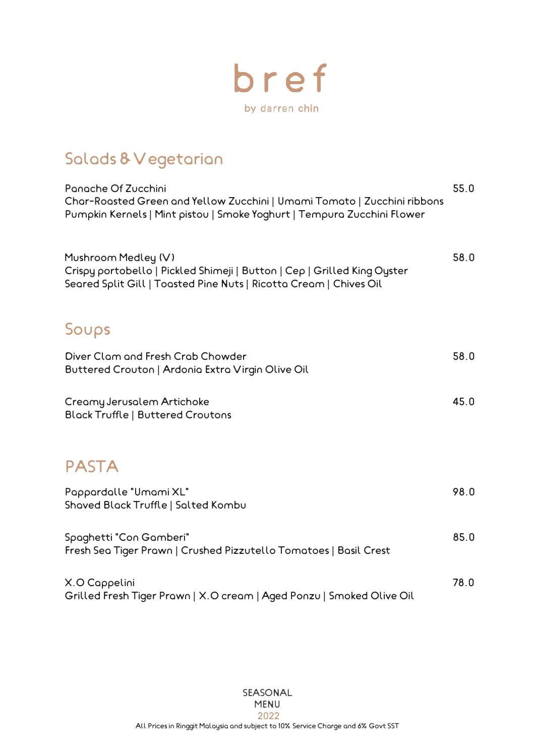# bref

by darren chin

## Salads & Vegetarian

Panache Of Zucchini — 55.0
Char-Roasted Green and Yellow Zucchini | Umami Tomato | Zucchini ribbons
Pumpkin Kernels | Mint pistou | Smoke Yoghurt | Tempura Zucchini Flower

Mushroom Medley (V) — 58.0
Crispy portobello | Pickled Shimeji | Button | Cep | Grilled King Oyster
Seared Split Gill | Toasted Pine Nuts | Ricotta Cream | Chives Oil

## Soups

Diver Clam and Fresh Crab Chowder — 58.0
Buttered Crouton | Ardonia Extra Virgin Olive Oil

Creamy Jerusalem Artichoke — 45.0
Black Truffle | Buttered Croutons

## PASTA

Pappardalle "Umami XL" — 98.0
Shaved Black Truffle | Salted Kombu

Spaghetti "Con Gamberi" — 85.0
Fresh Sea Tiger Prawn | Crushed Pizzutello Tomatoes | Basil Crest

X.O Cappelini — 78.0
Grilled Fresh Tiger Prawn | X.O cream | Aged Ponzu | Smoked Olive Oil

SEASONAL
MENU
2022

All Prices in Ringgit Malaysia and subject to 10% Service Charge and 6% Govt SST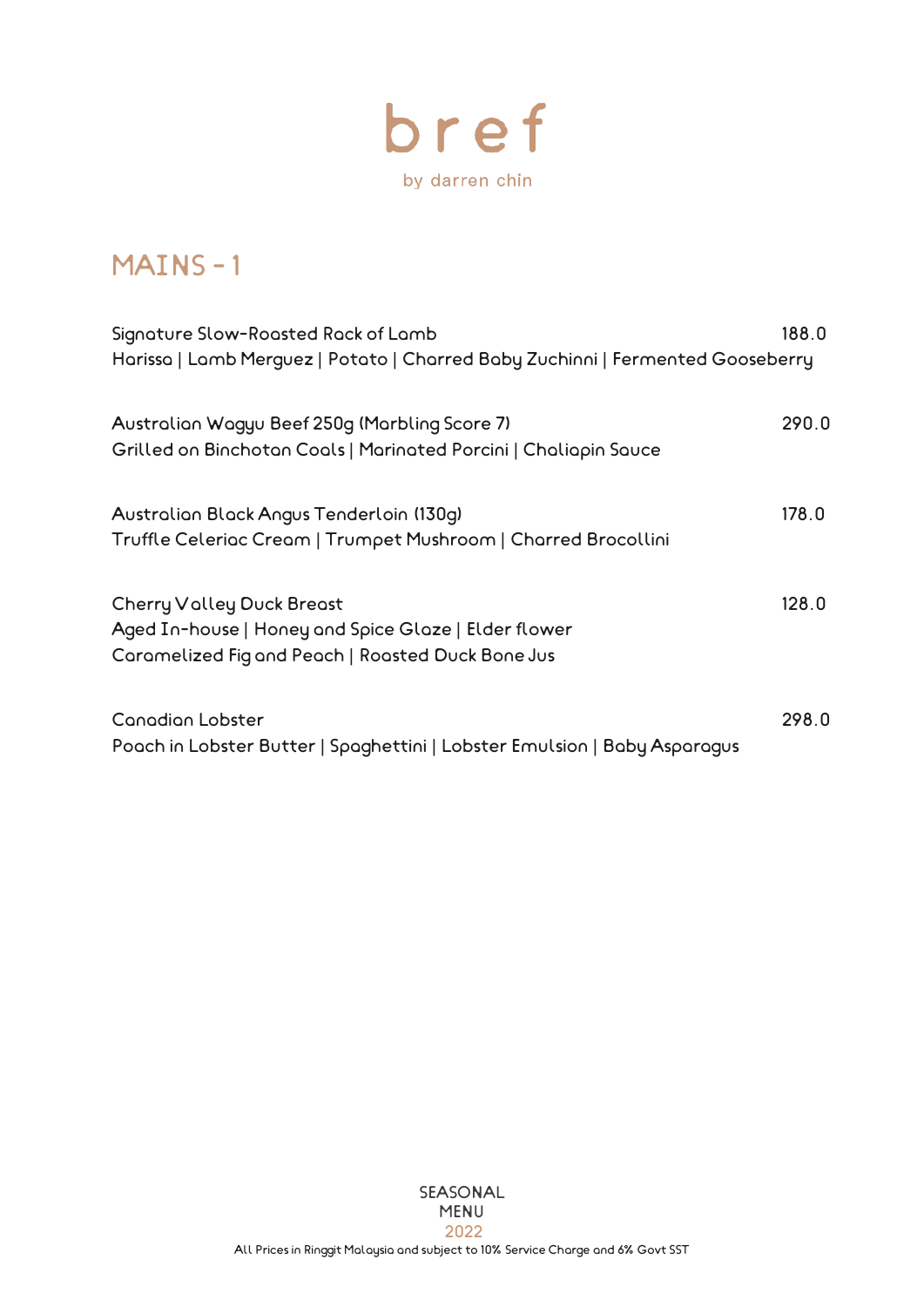# bref

by darren chin

## MAINS - 1

Signature Slow-Roasted Rack of Lamb 188.0
Harissa | Lamb Merguez | Potato | Charred Baby Zuchinni | Fermented Gooseberry

Australian Wagyu Beef 250g (Marbling Score 7) 290.0
Grilled on Binchotan Coals | Marinated Porcini | Chaliapin Sauce

Australian Black Angus Tenderloin (130g) 178.0
Truffle Celeriac Cream | Trumpet Mushroom | Charred Brocollini

Cherry Valley Duck Breast 128.0
Aged In-house | Honey and Spice Glaze | Elder flower
Caramelized Fig and Peach | Roasted Duck Bone Jus

Canadian Lobster 298.0
Poach in Lobster Butter | Spaghettini | Lobster Emulsion | Baby Asparagus

SEASONAL
MENU
2022
All Prices in Ringgit Malaysia and subject to 10% Service Charge and 6% Govt SST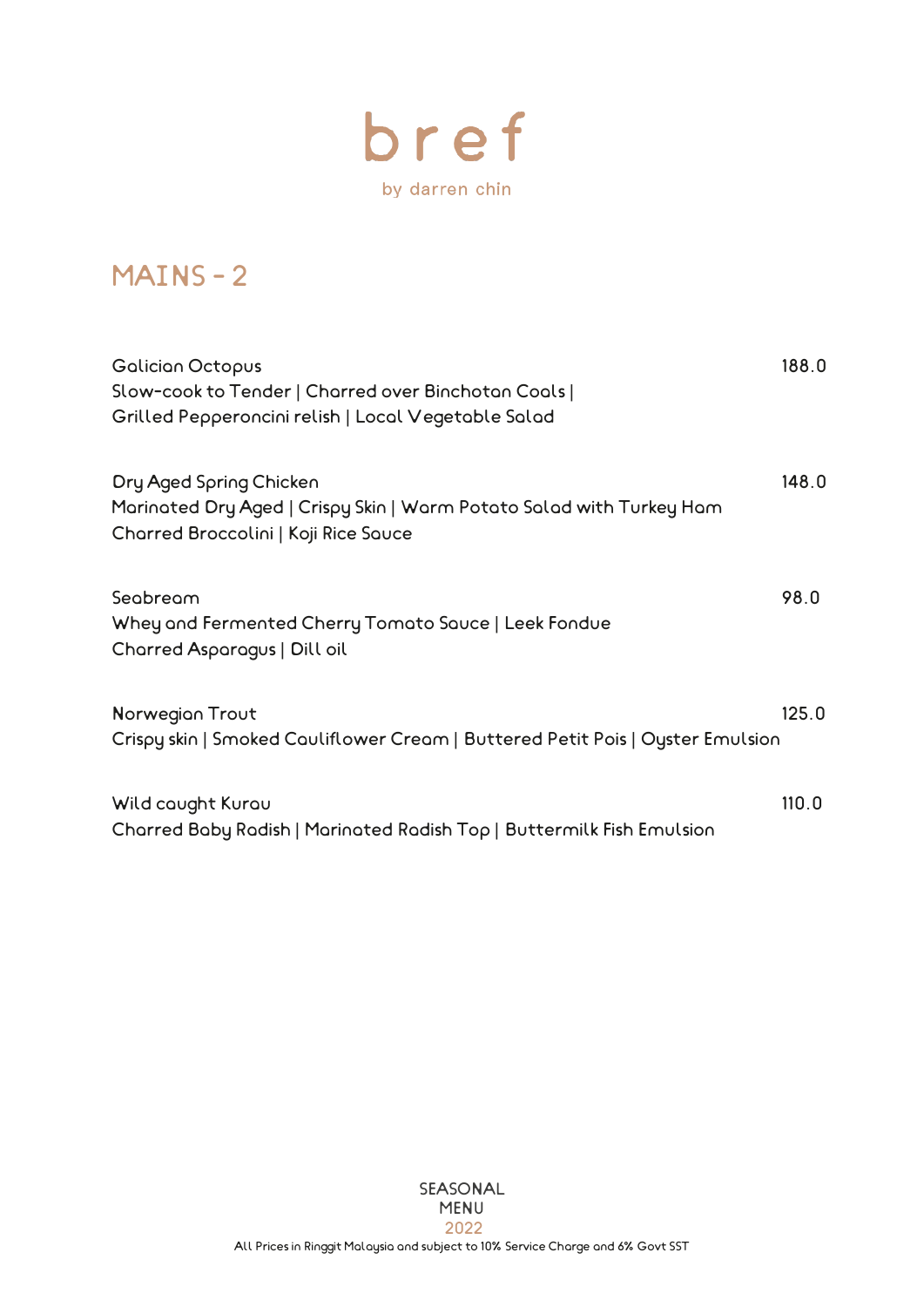# bref

by darren chin

## MAINS - 2

**Galician Octopus** — 188.0
Slow-cook to Tender | Charred over Binchotan Coals |
Grilled Pepperoncini relish | Local Vegetable Salad

**Dry Aged Spring Chicken** — 148.0
Marinated Dry Aged | Crispy Skin | Warm Potato Salad with Turkey Ham
Charred Broccolini | Koji Rice Sauce

**Seabream** — 98.0
Whey and Fermented Cherry Tomato Sauce | Leek Fondue
Charred Asparagus | Dill oil

**Norwegian Trout** — 125.0
Crispy skin | Smoked Cauliflower Cream | Buttered Petit Pois | Oyster Emulsion

**Wild caught Kurau** — 110.0
Charred Baby Radish | Marinated Radish Top | Buttermilk Fish Emulsion

SEASONAL
MENU
2022

All Prices in Ringgit Malaysia and subject to 10% Service Charge and 6% Govt SST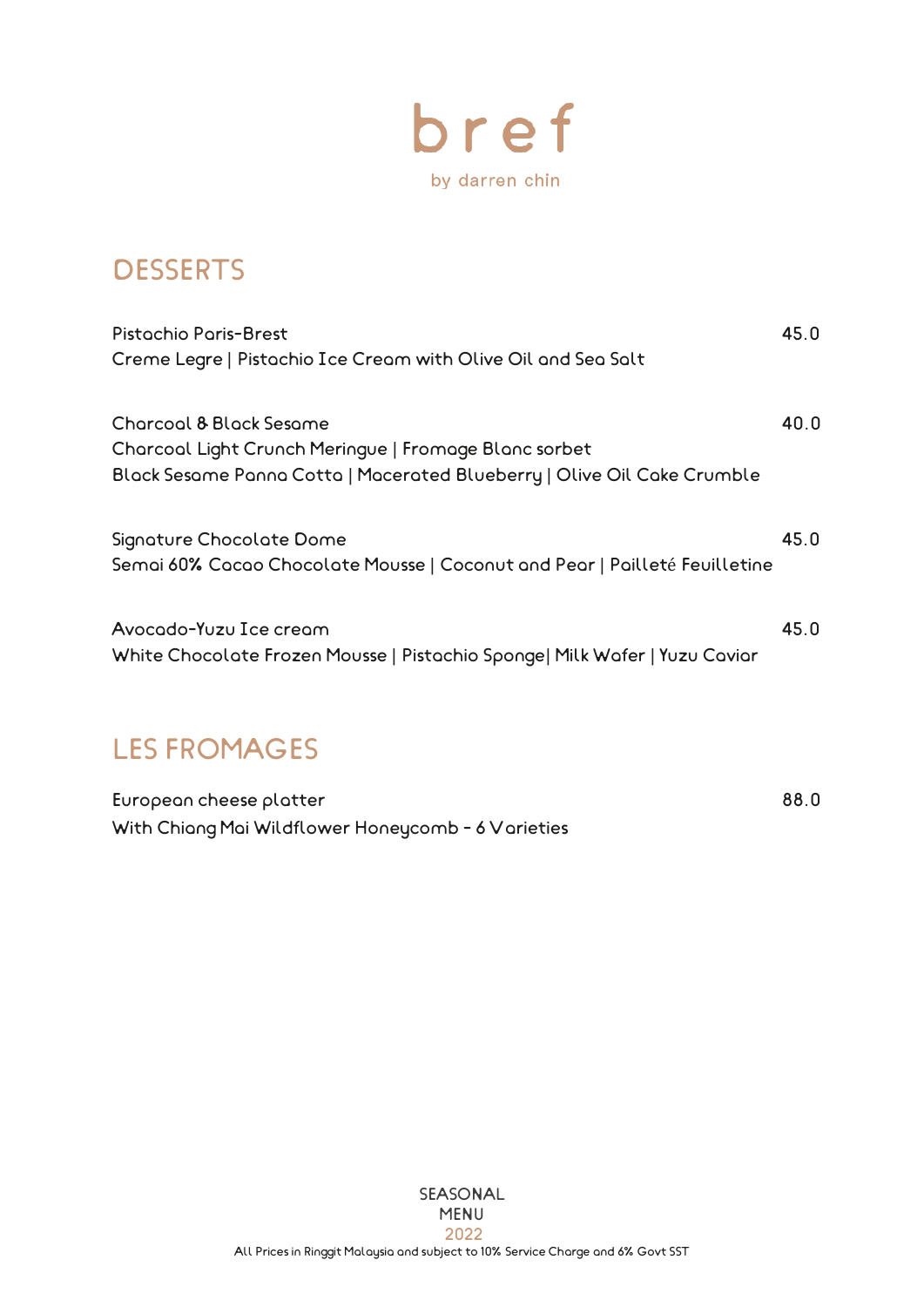# bref

by darren chin

## DESSERTS

Pistachio Paris-Brest **45.0**
Creme Legre | Pistachio Ice Cream with Olive Oil and Sea Salt

Charcoal & Black Sesame **40.0**
Charcoal Light Crunch Meringue | Fromage Blanc sorbet
Black Sesame Panna Cotta | Macerated Blueberry | Olive Oil Cake Crumble

Signature Chocolate Dome **45.0**
Semai 60% Cacao Chocolate Mousse | Coconut and Pear | Pailleté Feuilletine

Avocado-Yuzu Ice cream **45.0**
White Chocolate Frozen Mousse | Pistachio Sponge| Milk Wafer | Yuzu Caviar

## LES FROMAGES

European cheese platter **88.0**
With Chiang Mai Wildflower Honeycomb - 6 Varieties

SEASONAL
MENU
2022

All Prices in Ringgit Malaysia and subject to 10% Service Charge and 6% Govt SST